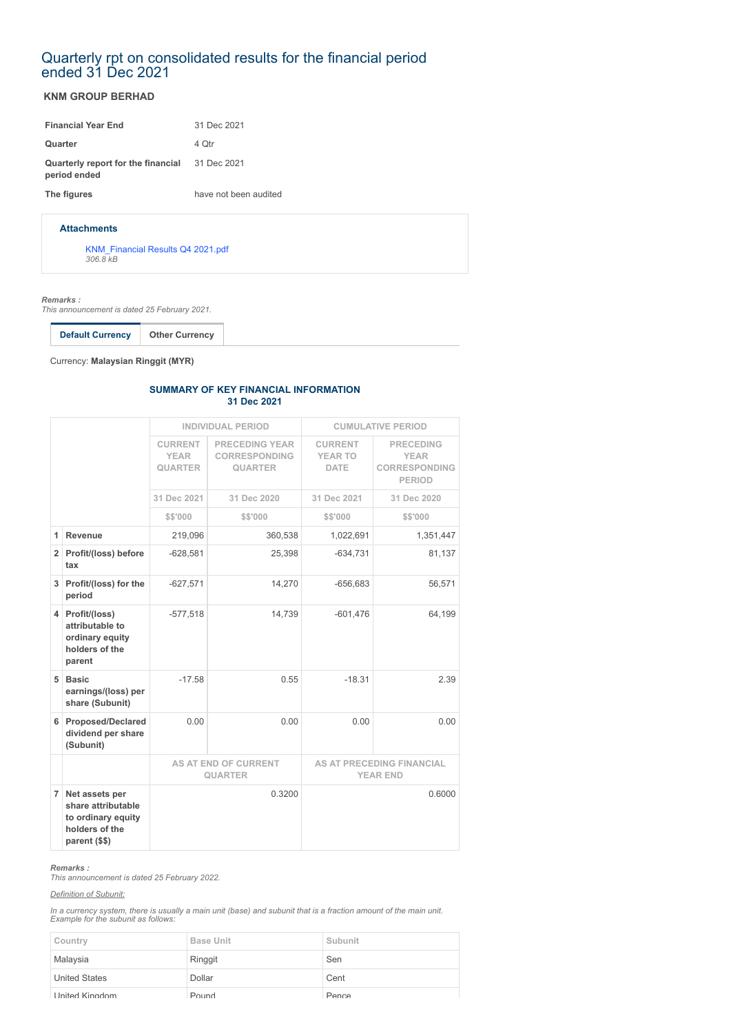# Quarterly rpt on consolidated results for the financial period ended 31 Dec 2021

**KNM GROUP BERHAD**

| | |
|---|---|
| **Financial Year End** | 31 Dec 2021 |
| **Quarter** | 4 Qtr |
| **Quarterly report for the financial period ended** | 31 Dec 2021 |
| **The figures** | have not been audited |

**Attachments**

KNM_Financial Results Q4 2021.pdf
*306.8 kB*

***Remarks :***
*This announcement is dated 25 February 2021.*

**Default Currency** | Other Currency

Currency: **Malaysian Ringgit (MYR)**

**SUMMARY OF KEY FINANCIAL INFORMATION**
**31 Dec 2021**

| | | INDIVIDUAL PERIOD | | CUMULATIVE PERIOD | |
|---|---|---|---|---|---|
| | | CURRENT YEAR QUARTER | PRECEDING YEAR CORRESPONDING QUARTER | CURRENT YEAR TO DATE | PRECEDING YEAR CORRESPONDING PERIOD |
| | | 31 Dec 2021 | 31 Dec 2020 | 31 Dec 2021 | 31 Dec 2020 |
| | | $$'000 | $$'000 | $$'000 | $$'000 |
| 1 | **Revenue** | 219,096 | 360,538 | 1,022,691 | 1,351,447 |
| 2 | **Profit/(loss) before tax** | -628,581 | 25,398 | -634,731 | 81,137 |
| 3 | **Profit/(loss) for the period** | -627,571 | 14,270 | -656,683 | 56,571 |
| 4 | **Profit/(loss) attributable to ordinary equity holders of the parent** | -577,518 | 14,739 | -601,476 | 64,199 |
| 5 | **Basic earnings/(loss) per share (Subunit)** | -17.58 | 0.55 | -18.31 | 2.39 |
| 6 | **Proposed/Declared dividend per share (Subunit)** | 0.00 | 0.00 | 0.00 | 0.00 |
| | | AS AT END OF CURRENT QUARTER | | AS AT PRECEDING FINANCIAL YEAR END | |
| 7 | **Net assets per share attributable to ordinary equity holders of the parent ($$)** | 0.3200 | | 0.6000 | |

***Remarks :***
*This announcement is dated 25 February 2022.*

*Definition of Subunit:*

*In a currency system, there is usually a main unit (base) and subunit that is a fraction amount of the main unit. Example for the subunit as follows:*

| Country | Base Unit | Subunit |
|---|---|---|
| Malaysia | Ringgit | Sen |
| United States | Dollar | Cent |
| United Kingdom | Pound | Pence |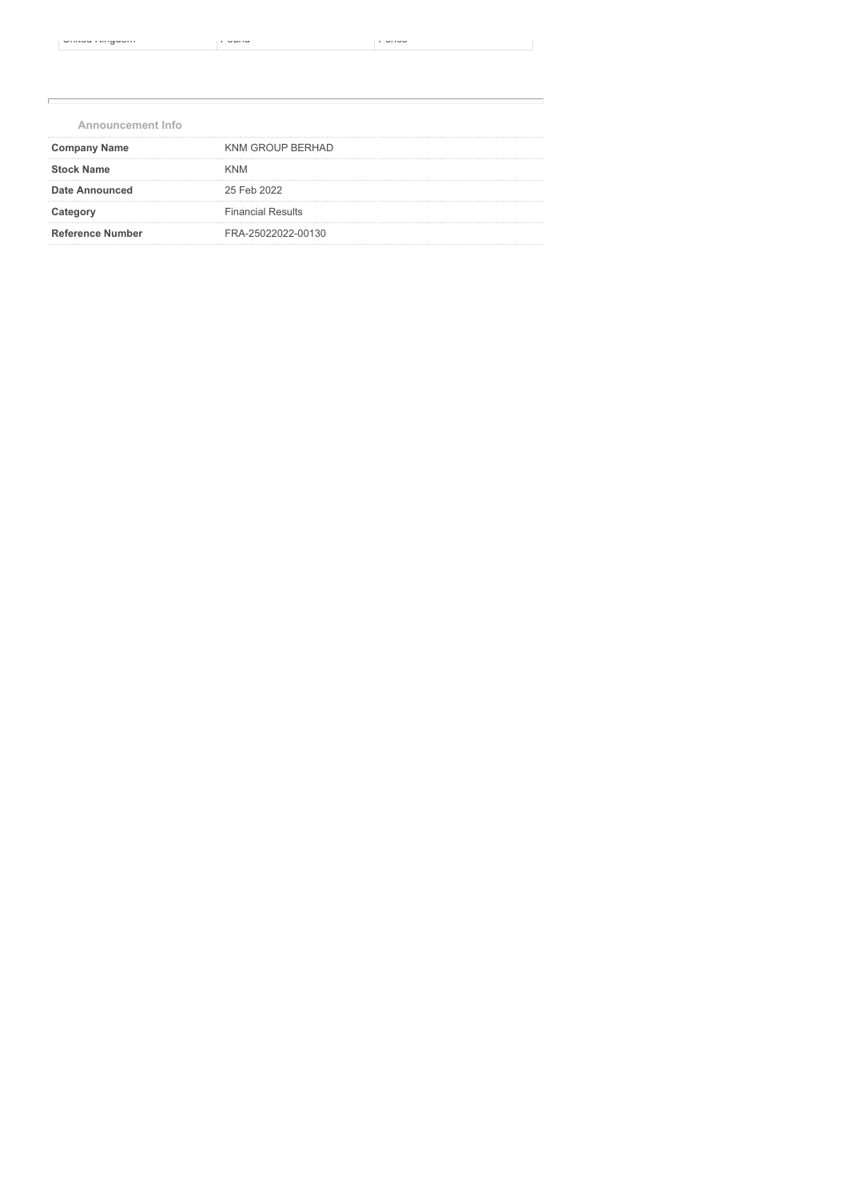| | | |
|---|---|---|
| United Kingdom | Pound | Pence |

**Announcement Info**

| | |
|---|---|
| **Company Name** | KNM GROUP BERHAD |
| **Stock Name** | KNM |
| **Date Announced** | 25 Feb 2022 |
| **Category** | Financial Results |
| **Reference Number** | FRA-25022022-00130 |